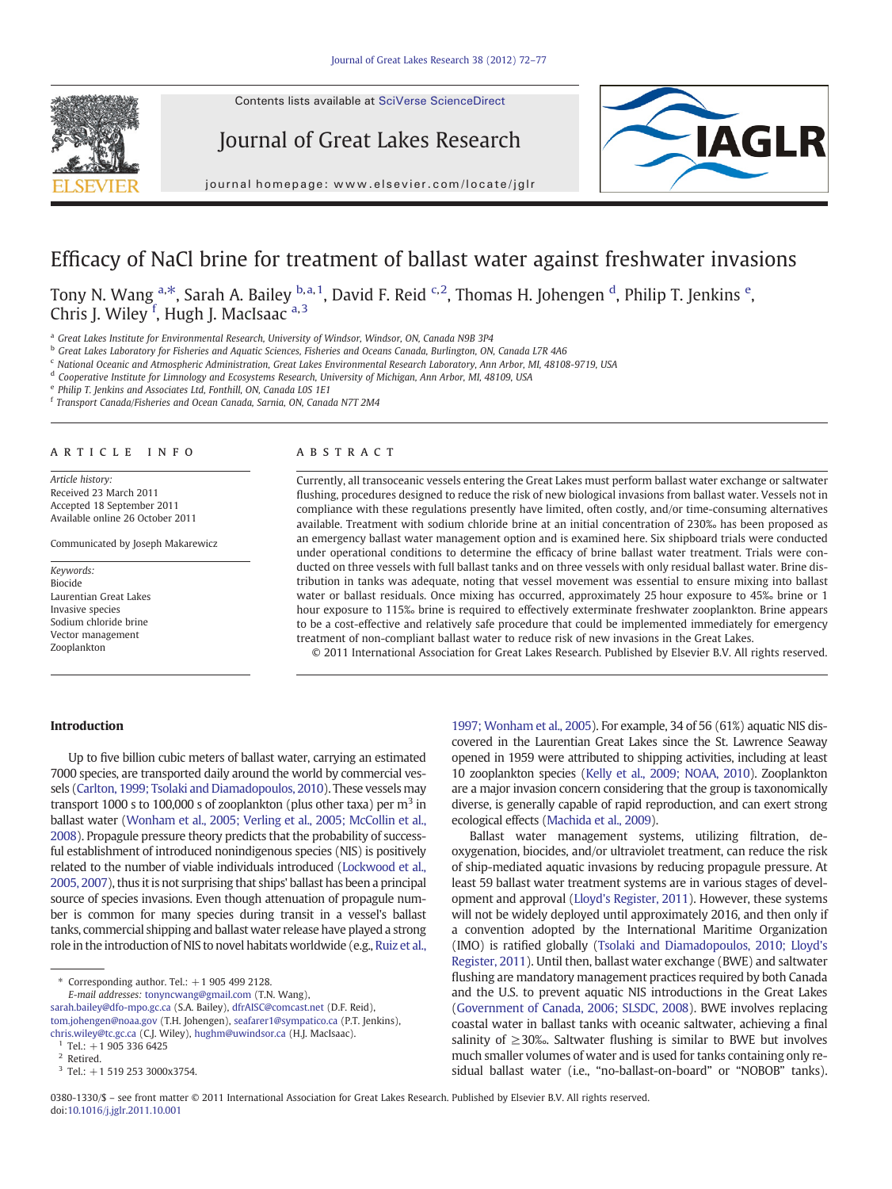# Efficacy of NaCl brine for treatment of ballast water against freshwater invasions

Tony N. Wang [a,*], Sarah A. Bailey [b,a,1], David F. Reid [c,2], Thomas H. Johengen [d], Philip T. Jenkins [e], Chris J. Wiley [f], Hugh J. MacIsaac [a,3]

[a] Great Lakes Institute for Environmental Research, University of Windsor, Windsor, ON, Canada N9B 3P4
[b] Great Lakes Laboratory for Fisheries and Aquatic Sciences, Fisheries and Oceans Canada, Burlington, ON, Canada L7R 4A6
[c] National Oceanic and Atmospheric Administration, Great Lakes Environmental Research Laboratory, Ann Arbor, MI, 48108-9719, USA
[d] Cooperative Institute for Limnology and Ecosystems Research, University of Michigan, Ann Arbor, MI, 48109, USA
[e] Philip T. Jenkins and Associates Ltd, Fonthill, ON, Canada L0S 1E1
[f] Transport Canada/Fisheries and Ocean Canada, Sarnia, ON, Canada N7T 2M4

## ARTICLE INFO

*Article history:*
Received 23 March 2011
Accepted 18 September 2011
Available online 26 October 2011

Communicated by Joseph Makarewicz

*Keywords:*
Biocide
Laurentian Great Lakes
Invasive species
Sodium chloride brine
Vector management
Zooplankton

## ABSTRACT

Currently, all transoceanic vessels entering the Great Lakes must perform ballast water exchange or saltwater flushing, procedures designed to reduce the risk of new biological invasions from ballast water. Vessels not in compliance with these regulations presently have limited, often costly, and/or time-consuming alternatives available. Treatment with sodium chloride brine at an initial concentration of 230‰ has been proposed as an emergency ballast water management option and is examined here. Six shipboard trials were conducted under operational conditions to determine the efficacy of brine ballast water treatment. Trials were conducted on three vessels with full ballast tanks and on three vessels with only residual ballast water. Brine distribution in tanks was adequate, noting that vessel movement was essential to ensure mixing into ballast water or ballast residuals. Once mixing has occurred, approximately 25 hour exposure to 45‰ brine or 1 hour exposure to 115‰ brine is required to effectively exterminate freshwater zooplankton. Brine appears to be a cost-effective and relatively safe procedure that could be implemented immediately for emergency treatment of non-compliant ballast water to reduce risk of new invasions in the Great Lakes.

© 2011 International Association for Great Lakes Research. Published by Elsevier B.V. All rights reserved.

## Introduction

Up to five billion cubic meters of ballast water, carrying an estimated 7000 species, are transported daily around the world by commercial vessels (Carlton, 1999; Tsolaki and Diamadopoulos, 2010). These vessels may transport 1000 s to 100,000 s of zooplankton (plus other taxa) per $m^3$ in ballast water (Wonham et al., 2005; Verling et al., 2005; McCollin et al., 2008). Propagule pressure theory predicts that the probability of successful establishment of introduced nonindigenous species (NIS) is positively related to the number of viable individuals introduced (Lockwood et al., 2005, 2007), thus it is not surprising that ships' ballast has been a principal source of species invasions. Even though attenuation of propagule number is common for many species during transit in a vessel's ballast tanks, commercial shipping and ballast water release have played a strong role in the introduction of NIS to novel habitats worldwide (e.g., Ruiz et al., 1997; Wonham et al., 2005). For example, 34 of 56 (61%) aquatic NIS discovered in the Laurentian Great Lakes since the St. Lawrence Seaway opened in 1959 were attributed to shipping activities, including at least 10 zooplankton species (Kelly et al., 2009; NOAA, 2010). Zooplankton are a major invasion concern considering that the group is taxonomically diverse, is generally capable of rapid reproduction, and can exert strong ecological effects (Machida et al., 2009).

Ballast water management systems, utilizing filtration, deoxygenation, biocides, and/or ultraviolet treatment, can reduce the risk of ship-mediated aquatic invasions by reducing propagule pressure. At least 59 ballast water treatment systems are in various stages of development and approval (Lloyd's Register, 2011). However, these systems will not be widely deployed until approximately 2016, and then only if a convention adopted by the International Maritime Organization (IMO) is ratified globally (Tsolaki and Diamadopoulos, 2010; Lloyd's Register, 2011). Until then, ballast water exchange (BWE) and saltwater flushing are mandatory management practices required by both Canada and the U.S. to prevent aquatic NIS introductions in the Great Lakes (Government of Canada, 2006; SLSDC, 2008). BWE involves replacing coastal water in ballast tanks with oceanic saltwater, achieving a final salinity of ≥30‰. Saltwater flushing is similar to BWE but involves much smaller volumes of water and is used for tanks containing only residual ballast water (i.e., "no-ballast-on-board" or "NOBOB" tanks).

---

\* Corresponding author. Tel.: +1 905 499 2128.
*E-mail addresses:* tonyncwang@gmail.com (T.N. Wang), sarah.bailey@dfo-mpo.gc.ca (S.A. Bailey), dfrAISC@comcast.net (D.F. Reid), tom.johengen@noaa.gov (T.H. Johengen), seafarer1@sympatico.ca (P.T. Jenkins), chris.wiley@tc.gc.ca (C.J. Wiley), hughm@uwindsor.ca (H.J. MacIsaac).
[1] Tel.: +1 905 336 6425
[2] Retired.
[3] Tel.: +1 519 253 3000x3754.

0380-1330/$ – see front matter © 2011 International Association for Great Lakes Research. Published by Elsevier B.V. All rights reserved.
doi:10.1016/j.jglr.2011.10.001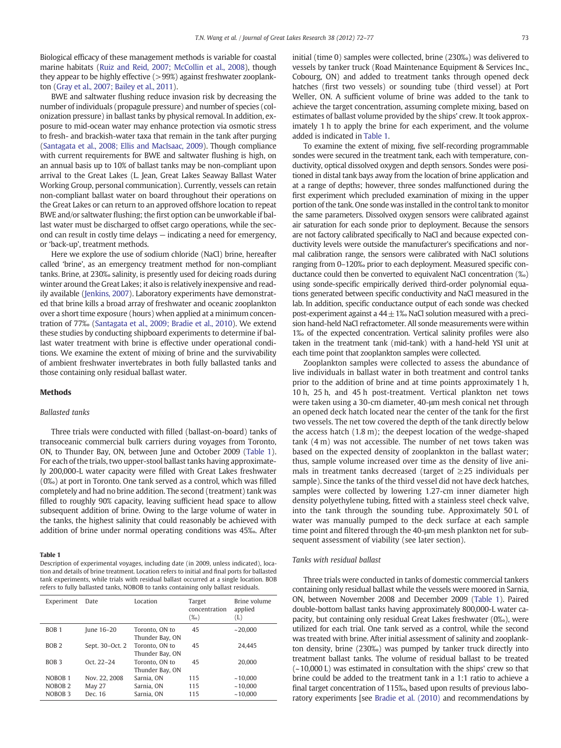Biological efficacy of these management methods is variable for coastal marine habitats (Ruiz and Reid, 2007; McCollin et al., 2008), though they appear to be highly effective (>99%) against freshwater zooplankton (Gray et al., 2007; Bailey et al., 2011).

BWE and saltwater flushing reduce invasion risk by decreasing the number of individuals (propagule pressure) and number of species (colonization pressure) in ballast tanks by physical removal. In addition, exposure to mid-ocean water may enhance protection via osmotic stress to fresh- and brackish-water taxa that remain in the tank after purging (Santagata et al., 2008; Ellis and MacIsaac, 2009). Though compliance with current requirements for BWE and saltwater flushing is high, on an annual basis up to 10% of ballast tanks may be non-compliant upon arrival to the Great Lakes (L. Jean, Great Lakes Seaway Ballast Water Working Group, personal communication). Currently, vessels can retain non-compliant ballast water on board throughout their operations on the Great Lakes or can return to an approved offshore location to repeat BWE and/or saltwater flushing; the first option can be unworkable if ballast water must be discharged to offset cargo operations, while the second can result in costly time delays — indicating a need for emergency, or 'back-up', treatment methods.

Here we explore the use of sodium chloride (NaCl) brine, hereafter called 'brine', as an emergency treatment method for non-compliant tanks. Brine, at 230‰ salinity, is presently used for deicing roads during winter around the Great Lakes; it also is relatively inexpensive and readily available (Jenkins, 2007). Laboratory experiments have demonstrated that brine kills a broad array of freshwater and oceanic zooplankton over a short time exposure (hours) when applied at a minimum concentration of 77‰ (Santagata et al., 2009; Bradie et al., 2010). We extend these studies by conducting shipboard experiments to determine if ballast water treatment with brine is effective under operational conditions. We examine the extent of mixing of brine and the survivability of ambient freshwater invertebrates in both fully ballasted tanks and those containing only residual ballast water.

## Methods

### Ballasted tanks

Three trials were conducted with filled (ballast-on-board) tanks of transoceanic commercial bulk carriers during voyages from Toronto, ON, to Thunder Bay, ON, between June and October 2009 (Table 1). For each of the trials, two upper-stool ballast tanks having approximately 200,000-L water capacity were filled with Great Lakes freshwater (0‰) at port in Toronto. One tank served as a control, which was filled completely and had no brine addition. The second (treatment) tank was filled to roughly 90% capacity, leaving sufficient head space to allow subsequent addition of brine. Owing to the large volume of water in the tanks, the highest salinity that could reasonably be achieved with addition of brine under normal operating conditions was 45‰. After initial (time 0) samples were collected, brine (230‰) was delivered to vessels by tanker truck (Road Maintenance Equipment & Services Inc., Cobourg, ON) and added to treatment tanks through opened deck hatches (first two vessels) or sounding tube (third vessel) at Port Weller, ON. A sufficient volume of brine was added to the tank to achieve the target concentration, assuming complete mixing, based on estimates of ballast volume provided by the ships' crew. It took approximately 1 h to apply the brine for each experiment, and the volume added is indicated in Table 1.

**Table 1**

Description of experimental voyages, including date (in 2009, unless indicated), location and details of brine treatment. Location refers to initial and final ports for ballasted tank experiments, while trials with residual ballast occurred at a single location. BOB refers to fully ballasted tanks, NOBOB to tanks containing only ballast residuals.

| Experiment | Date | Location | Target concentration (‰) | Brine volume applied (L) |
|---|---|---|---|---|
| BOB 1 | June 16–20 | Toronto, ON to Thunder Bay, ON | 45 | ~20,000 |
| BOB 2 | Sept. 30–Oct. 2 | Toronto, ON to Thunder Bay, ON | 45 | 24,445 |
| BOB 3 | Oct. 22–24 | Toronto, ON to Thunder Bay, ON | 45 | 20,000 |
| NOBOB 1 | Nov. 22, 2008 | Sarnia, ON | 115 | ~10,000 |
| NOBOB 2 | May 27 | Sarnia, ON | 115 | ~10,000 |
| NOBOB 3 | Dec. 16 | Sarnia, ON | 115 | ~10,000 |

To examine the extent of mixing, five self-recording programmable sondes were secured in the treatment tank, each with temperature, conductivity, optical dissolved oxygen and depth sensors. Sondes were positioned in distal tank bays away from the location of brine application and at a range of depths; however, three sondes malfunctioned during the first experiment which precluded examination of mixing in the upper portion of the tank. One sonde was installed in the control tank to monitor the same parameters. Dissolved oxygen sensors were calibrated against air saturation for each sonde prior to deployment. Because the sensors are not factory calibrated specifically to NaCl and because expected conductivity levels were outside the manufacturer's specifications and normal calibration range, the sensors were calibrated with NaCl solutions ranging from 0–120‰ prior to each deployment. Measured specific conductance could then be converted to equivalent NaCl concentration (‰) using sonde-specific empirically derived third-order polynomial equations generated between specific conductivity and NaCl measured in the lab. In addition, specific conductance output of each sonde was checked post-experiment against a 44 ± 1‰ NaCl solution measured with a precision hand-held NaCl refractometer. All sonde measurements were within 1‰ of the expected concentration. Vertical salinity profiles were also taken in the treatment tank (mid-tank) with a hand-held YSI unit at each time point that zooplankton samples were collected.

Zooplankton samples were collected to assess the abundance of live individuals in ballast water in both treatment and control tanks prior to the addition of brine and at time points approximately 1 h, 10 h, 25 h, and 45 h post-treatment. Vertical plankton net tows were taken using a 30-cm diameter, 40-μm mesh conical net through an opened deck hatch located near the center of the tank for the first two vessels. The net tow covered the depth of the tank directly below the access hatch (1.8 m); the deepest location of the wedge-shaped tank (4 m) was not accessible. The number of net tows taken was based on the expected density of zooplankton in the ballast water; thus, sample volume increased over time as the density of live animals in treatment tanks decreased (target of ≥25 individuals per sample). Since the tanks of the third vessel did not have deck hatches, samples were collected by lowering 1.27-cm inner diameter high density polyethylene tubing, fitted with a stainless steel check valve, into the tank through the sounding tube. Approximately 50 L of water was manually pumped to the deck surface at each sample time point and filtered through the 40-μm mesh plankton net for subsequent assessment of viability (see later section).

### Tanks with residual ballast

Three trials were conducted in tanks of domestic commercial tankers containing only residual ballast while the vessels were moored in Sarnia, ON, between November 2008 and December 2009 (Table 1). Paired double-bottom ballast tanks having approximately 800,000-L water capacity, but containing only residual Great Lakes freshwater (0‰), were utilized for each trial. One tank served as a control, while the second was treated with brine. After initial assessment of salinity and zooplankton density, brine (230‰) was pumped by tanker truck directly into treatment ballast tanks. The volume of residual ballast to be treated (~10,000 L) was estimated in consultation with the ships' crew so that brine could be added to the treatment tank in a 1:1 ratio to achieve a final target concentration of 115‰, based upon results of previous laboratory experiments [see Bradie et al. (2010) and recommendations by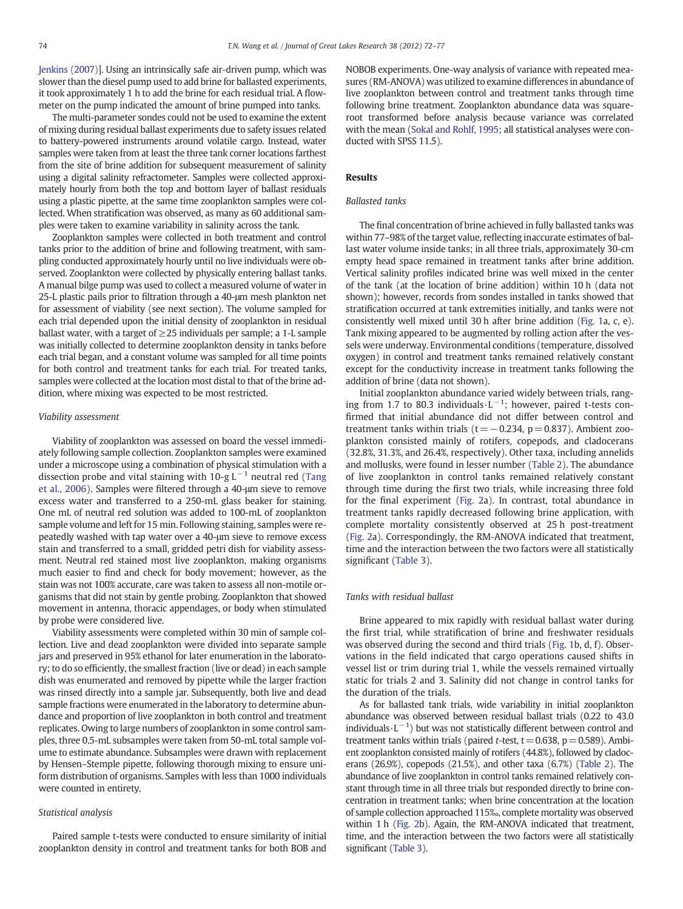Jenkins (2007)]. Using an intrinsically safe air-driven pump, which was slower than the diesel pump used to add brine for ballasted experiments, it took approximately 1 h to add the brine for each residual trial. A flowmeter on the pump indicated the amount of brine pumped into tanks.

The multi-parameter sondes could not be used to examine the extent of mixing during residual ballast experiments due to safety issues related to battery-powered instruments around volatile cargo. Instead, water samples were taken from at least the three tank corner locations farthest from the site of brine addition for subsequent measurement of salinity using a digital salinity refractometer. Samples were collected approximately hourly from both the top and bottom layer of ballast residuals using a plastic pipette, at the same time zooplankton samples were collected. When stratification was observed, as many as 60 additional samples were taken to examine variability in salinity across the tank.

Zooplankton samples were collected in both treatment and control tanks prior to the addition of brine and following treatment, with sampling conducted approximately hourly until no live individuals were observed. Zooplankton were collected by physically entering ballast tanks. A manual bilge pump was used to collect a measured volume of water in 25-L plastic pails prior to filtration through a 40-μm mesh plankton net for assessment of viability (see next section). The volume sampled for each trial depended upon the initial density of zooplankton in residual ballast water, with a target of ≥25 individuals per sample; a 1-L sample was initially collected to determine zooplankton density in tanks before each trial began, and a constant volume was sampled for all time points for both control and treatment tanks for each trial. For treated tanks, samples were collected at the location most distal to that of the brine addition, where mixing was expected to be most restricted.

### Viability assessment

Viability of zooplankton was assessed on board the vessel immediately following sample collection. Zooplankton samples were examined under a microscope using a combination of physical stimulation with a dissection probe and vital staining with 10-g $L^{-1}$ neutral red (Tang et al., 2006). Samples were filtered through a 40-μm sieve to remove excess water and transferred to a 250-mL glass beaker for staining. One mL of neutral red solution was added to 100-mL of zooplankton sample volume and left for 15 min. Following staining, samples were repeatedly washed with tap water over a 40-μm sieve to remove excess stain and transferred to a small, gridded petri dish for viability assessment. Neutral red stained most live zooplankton, making organisms much easier to find and check for body movement; however, as the stain was not 100% accurate, care was taken to assess all non-motile organisms that did not stain by gentle probing. Zooplankton that showed movement in antenna, thoracic appendages, or body when stimulated by probe were considered live.

Viability assessments were completed within 30 min of sample collection. Live and dead zooplankton were divided into separate sample jars and preserved in 95% ethanol for later enumeration in the laboratory; to do so efficiently, the smallest fraction (live or dead) in each sample dish was enumerated and removed by pipette while the larger fraction was rinsed directly into a sample jar. Subsequently, both live and dead sample fractions were enumerated in the laboratory to determine abundance and proportion of live zooplankton in both control and treatment replicates. Owing to large numbers of zooplankton in some control samples, three 0.5-mL subsamples were taken from 50-mL total sample volume to estimate abundance. Subsamples were drawn with replacement by Hensen–Stemple pipette, following thorough mixing to ensure uniform distribution of organisms. Samples with less than 1000 individuals were counted in entirety.

### Statistical analysis

Paired sample t-tests were conducted to ensure similarity of initial zooplankton density in control and treatment tanks for both BOB and NOBOB experiments. One-way analysis of variance with repeated measures (RM-ANOVA) was utilized to examine differences in abundance of live zooplankton between control and treatment tanks through time following brine treatment. Zooplankton abundance data was square-root transformed before analysis because variance was correlated with the mean (Sokal and Rohlf, 1995; all statistical analyses were conducted with SPSS 11.5).

## Results

### Ballasted tanks

The final concentration of brine achieved in fully ballasted tanks was within 77–98% of the target value, reflecting inaccurate estimates of ballast water volume inside tanks; in all three trials, approximately 30-cm empty head space remained in treatment tanks after brine addition. Vertical salinity profiles indicated brine was well mixed in the center of the tank (at the location of brine addition) within 10 h (data not shown); however, records from sondes installed in tanks showed that stratification occurred at tank extremities initially, and tanks were not consistently well mixed until 30 h after brine addition (Fig. 1a, c, e). Tank mixing appeared to be augmented by rolling action after the vessels were underway. Environmental conditions (temperature, dissolved oxygen) in control and treatment tanks remained relatively constant except for the conductivity increase in treatment tanks following the addition of brine (data not shown).

Initial zooplankton abundance varied widely between trials, ranging from 1.7 to 80.3 individuals·$L^{-1}$; however, paired t-tests confirmed that initial abundance did not differ between control and treatment tanks within trials ($t = -0.234$, $p = 0.837$). Ambient zooplankton consisted mainly of rotifers, copepods, and cladocerans (32.8%, 31.3%, and 26.4%, respectively). Other taxa, including annelids and mollusks, were found in lesser number (Table 2). The abundance of live zooplankton in control tanks remained relatively constant through time during the first two trials, while increasing three fold for the final experiment (Fig. 2a). In contrast, total abundance in treatment tanks rapidly decreased following brine application, with complete mortality consistently observed at 25 h post-treatment (Fig. 2a). Correspondingly, the RM-ANOVA indicated that treatment, time and the interaction between the two factors were all statistically significant (Table 3).

### Tanks with residual ballast

Brine appeared to mix rapidly with residual ballast water during the first trial, while stratification of brine and freshwater residuals was observed during the second and third trials (Fig. 1b, d, f). Observations in the field indicated that cargo operations caused shifts in vessel list or trim during trial 1, while the vessels remained virtually static for trials 2 and 3. Salinity did not change in control tanks for the duration of the trials.

As for ballasted tank trials, wide variability in initial zooplankton abundance was observed between residual ballast trials (0.22 to 43.0 individuals·$L^{-1}$) but was not statistically different between control and treatment tanks within trials (paired *t*-test, $t = 0.638$, $p = 0.589$). Ambient zooplankton consisted mainly of rotifers (44.8%), followed by cladocerans (26.9%), copepods (21.5%), and other taxa (6.7%) (Table 2). The abundance of live zooplankton in control tanks remained relatively constant through time in all three trials but responded directly to brine concentration in treatment tanks; when brine concentration at the location of sample collection approached 115‰, complete mortality was observed within 1 h (Fig. 2b). Again, the RM-ANOVA indicated that treatment, time, and the interaction between the two factors were all statistically significant (Table 3).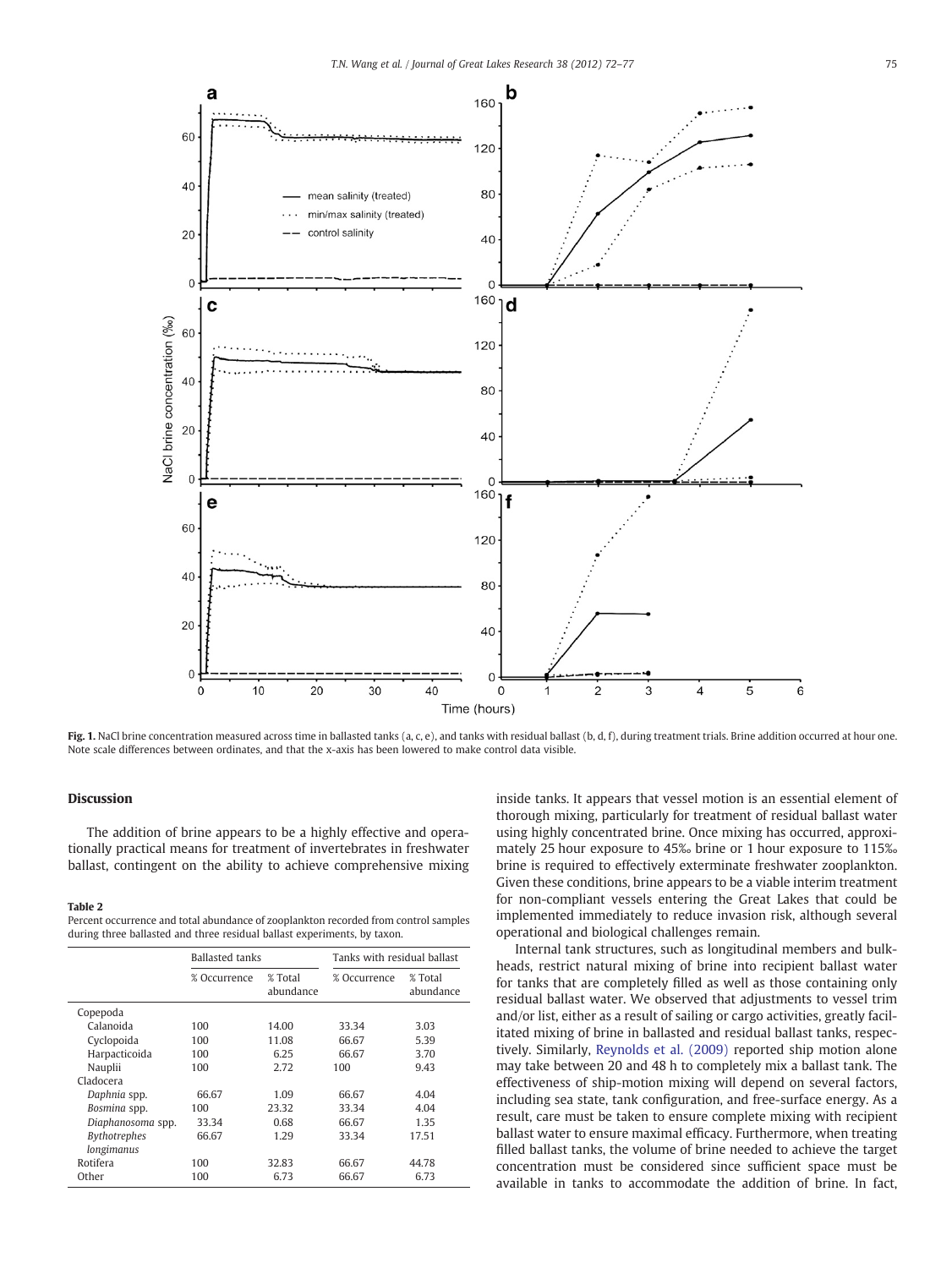a

b

c

d

e

f

60

40

20

0

160

120

80

40

0

mean salinity (treated)

min/max salinity (treated)

control salinity

NaCl brine concentration (‰)

0 10 20 30 40

0 1 2 3 4 5 6

Time (hours)

**Fig. 1.** NaCl brine concentration measured across time in ballasted tanks (a, c, e), and tanks with residual ballast (b, d, f), during treatment trials. Brine addition occurred at hour one. Note scale differences between ordinates, and that the x-axis has been lowered to make control data visible.

## Discussion

The addition of brine appears to be a highly effective and operationally practical means for treatment of invertebrates in freshwater ballast, contingent on the ability to achieve comprehensive mixing inside tanks. It appears that vessel motion is an essential element of thorough mixing, particularly for treatment of residual ballast water using highly concentrated brine. Once mixing has occurred, approximately 25 hour exposure to 45‰ brine or 1 hour exposure to 115‰ brine is required to effectively exterminate freshwater zooplankton. Given these conditions, brine appears to be a viable interim treatment for non-compliant vessels entering the Great Lakes that could be implemented immediately to reduce invasion risk, although several operational and biological challenges remain.

**Table 2**
Percent occurrence and total abundance of zooplankton recorded from control samples during three ballasted and three residual ballast experiments, by taxon.

| | Ballasted tanks | | Tanks with residual ballast | |
|---|---|---|---|---|
| | % Occurrence | % Total abundance | % Occurrence | % Total abundance |
| Copepoda | | | | |
| Calanoida | 100 | 14.00 | 33.34 | 3.03 |
| Cyclopoida | 100 | 11.08 | 66.67 | 5.39 |
| Harpacticoida | 100 | 6.25 | 66.67 | 3.70 |
| Nauplii | 100 | 2.72 | 100 | 9.43 |
| Cladocera | | | | |
| *Daphnia* spp. | 66.67 | 1.09 | 66.67 | 4.04 |
| *Bosmina* spp. | 100 | 23.32 | 33.34 | 4.04 |
| *Diaphanosoma* spp. | 33.34 | 0.68 | 66.67 | 1.35 |
| *Bythotrephes longimanus* | 66.67 | 1.29 | 33.34 | 17.51 |
| Rotifera | 100 | 32.83 | 66.67 | 44.78 |
| Other | 100 | 6.73 | 66.67 | 6.73 |

Internal tank structures, such as longitudinal members and bulkheads, restrict natural mixing of brine into recipient ballast water for tanks that are completely filled as well as those containing only residual ballast water. We observed that adjustments to vessel trim and/or list, either as a result of sailing or cargo activities, greatly facilitated mixing of brine in ballasted and residual ballast tanks, respectively. Similarly, Reynolds et al. (2009) reported ship motion alone may take between 20 and 48 h to completely mix a ballast tank. The effectiveness of ship-motion mixing will depend on several factors, including sea state, tank configuration, and free-surface energy. As a result, care must be taken to ensure complete mixing with recipient ballast water to ensure maximal efficacy. Furthermore, when treating filled ballast tanks, the volume of brine needed to achieve the target concentration must be considered since sufficient space must be available in tanks to accommodate the addition of brine. In fact,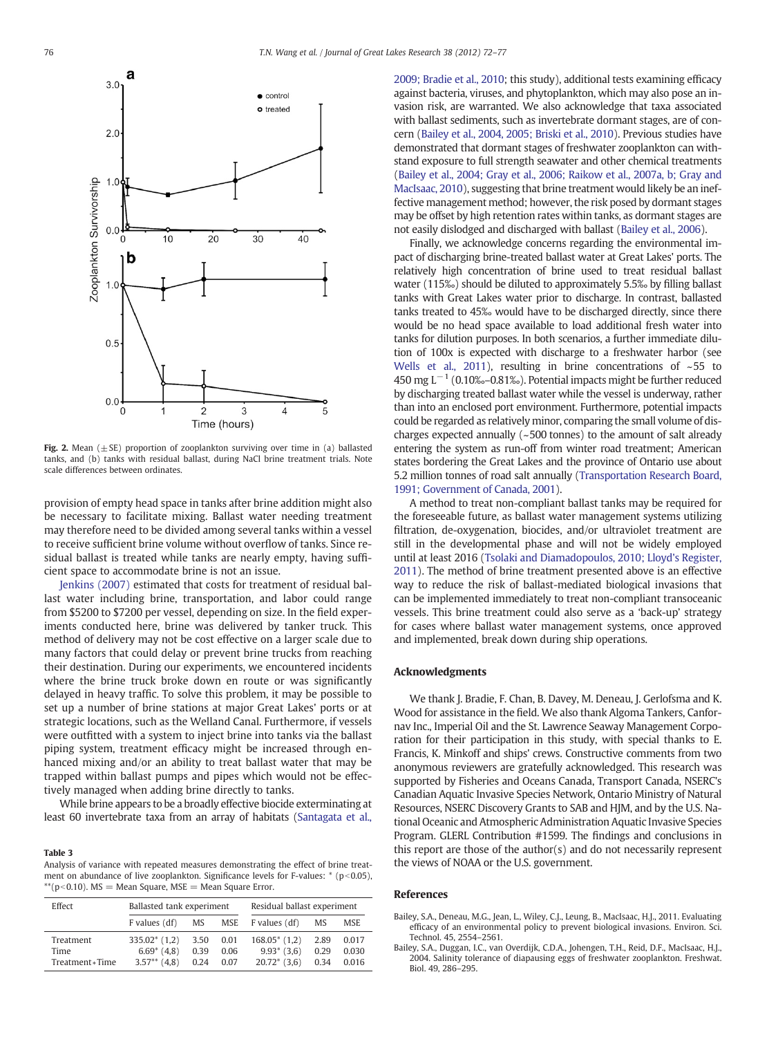Fig. 2. Mean (±SE) proportion of zooplankton surviving over time in (a) ballasted tanks, and (b) tanks with residual ballast, during NaCl brine treatment trials. Note scale differences between ordinates.

provision of empty head space in tanks after brine addition might also be necessary to facilitate mixing. Ballast water needing treatment may therefore need to be divided among several tanks within a vessel to receive sufficient brine volume without overflow of tanks. Since residual ballast is treated while tanks are nearly empty, having sufficient space to accommodate brine is not an issue.

Jenkins (2007) estimated that costs for treatment of residual ballast water including brine, transportation, and labor could range from $5200 to $7200 per vessel, depending on size. In the field experiments conducted here, brine was delivered by tanker truck. This method of delivery may not be cost effective on a larger scale due to many factors that could delay or prevent brine trucks from reaching their destination. During our experiments, we encountered incidents where the brine truck broke down en route or was significantly delayed in heavy traffic. To solve this problem, it may be possible to set up a number of brine stations at major Great Lakes' ports or at strategic locations, such as the Welland Canal. Furthermore, if vessels were outfitted with a system to inject brine into tanks via the ballast piping system, treatment efficacy might be increased through enhanced mixing and/or an ability to treat ballast water that may be trapped within ballast pumps and pipes which would not be effectively managed when adding brine directly to tanks.

While brine appears to be a broadly effective biocide exterminating at least 60 invertebrate taxa from an array of habitats (Santagata et al., 2009; Bradie et al., 2010; this study), additional tests examining efficacy against bacteria, viruses, and phytoplankton, which may also pose an invasion risk, are warranted. We also acknowledge that taxa associated with ballast sediments, such as invertebrate dormant stages, are of concern (Bailey et al., 2004, 2005; Briski et al., 2010). Previous studies have demonstrated that dormant stages of freshwater zooplankton can withstand exposure to full strength seawater and other chemical treatments (Bailey et al., 2004; Gray et al., 2006; Raikow et al., 2007a, b; Gray and MacIsaac, 2010), suggesting that brine treatment would likely be an ineffective management method; however, the risk posed by dormant stages may be offset by high retention rates within tanks, as dormant stages are not easily dislodged and discharged with ballast (Bailey et al., 2006).

Finally, we acknowledge concerns regarding the environmental impact of discharging brine-treated ballast water at Great Lakes' ports. The relatively high concentration of brine used to treat residual ballast water (115‰) should be diluted to approximately 5.5‰ by filling ballast tanks with Great Lakes water prior to discharge. In contrast, ballasted tanks treated to 45‰ would have to be discharged directly, since there would be no head space available to load additional fresh water into tanks for dilution purposes. In both scenarios, a further immediate dilution of 100x is expected with discharge to a freshwater harbor (see Wells et al., 2011), resulting in brine concentrations of ~55 to 450 mg $L^{-1}$ (0.10‰–0.81‰). Potential impacts might be further reduced by discharging treated ballast water while the vessel is underway, rather than into an enclosed port environment. Furthermore, potential impacts could be regarded as relatively minor, comparing the small volume of discharges expected annually (~500 tonnes) to the amount of salt already entering the system as run-off from winter road treatment; American states bordering the Great Lakes and the province of Ontario use about 5.2 million tonnes of road salt annually (Transportation Research Board, 1991; Government of Canada, 2001).

A method to treat non-compliant ballast tanks may be required for the foreseeable future, as ballast water management systems utilizing filtration, de-oxygenation, biocides, and/or ultraviolet treatment are still in the developmental phase and will not be widely employed until at least 2016 (Tsolaki and Diamadopoulos, 2010; Lloyd's Register, 2011). The method of brine treatment presented above is an effective way to reduce the risk of ballast-mediated biological invasions that can be implemented immediately to treat non-compliant transoceanic vessels. This brine treatment could also serve as a 'back-up' strategy for cases where ballast water management systems, once approved and implemented, break down during ship operations.

**Table 3**
Analysis of variance with repeated measures demonstrating the effect of brine treatment on abundance of live zooplankton. Significance levels for F-values: * ($p<0.05$), ** ($p<0.10$). MS = Mean Square, MSE = Mean Square Error.

| Effect | Ballasted tank experiment | | | Residual ballast experiment | | |
|---|---|---|---|---|---|---|
| | F values (df) | MS | MSE | F values (df) | MS | MSE |
| Treatment | 335.02* (1,2) | 3.50 | 0.01 | 168.05* (1,2) | 2.89 | 0.017 |
| Time | 6.69* (4,8) | 0.39 | 0.06 | 9.93* (3,6) | 0.29 | 0.030 |
| Treatment*Time | 3.57** (4,8) | 0.24 | 0.07 | 20.72* (3,6) | 0.34 | 0.016 |

## Acknowledgments

We thank J. Bradie, F. Chan, B. Davey, M. Deneau, J. Gerlofsma and K. Wood for assistance in the field. We also thank Algoma Tankers, Canfornav Inc., Imperial Oil and the St. Lawrence Seaway Management Corporation for their participation in this study, with special thanks to E. Francis, K. Minkoff and ships' crews. Constructive comments from two anonymous reviewers are gratefully acknowledged. This research was supported by Fisheries and Oceans Canada, Transport Canada, NSERC's Canadian Aquatic Invasive Species Network, Ontario Ministry of Natural Resources, NSERC Discovery Grants to SAB and HJM, and by the U.S. National Oceanic and Atmospheric Administration Aquatic Invasive Species Program. GLERL Contribution #1599. The findings and conclusions in this report are those of the author(s) and do not necessarily represent the views of NOAA or the U.S. government.

## References

Bailey, S.A., Deneau, M.G., Jean, L., Wiley, C.J., Leung, B., MacIsaac, H.J., 2011. Evaluating efficacy of an environmental policy to prevent biological invasions. Environ. Sci. Technol. 45, 2554–2561.

Bailey, S.A., Duggan, I.C., van Overdijk, C.D.A., Johengen, T.H., Reid, D.F., MacIsaac, H.J., 2004. Salinity tolerance of diapausing eggs of freshwater zooplankton. Freshwat. Biol. 49, 286–295.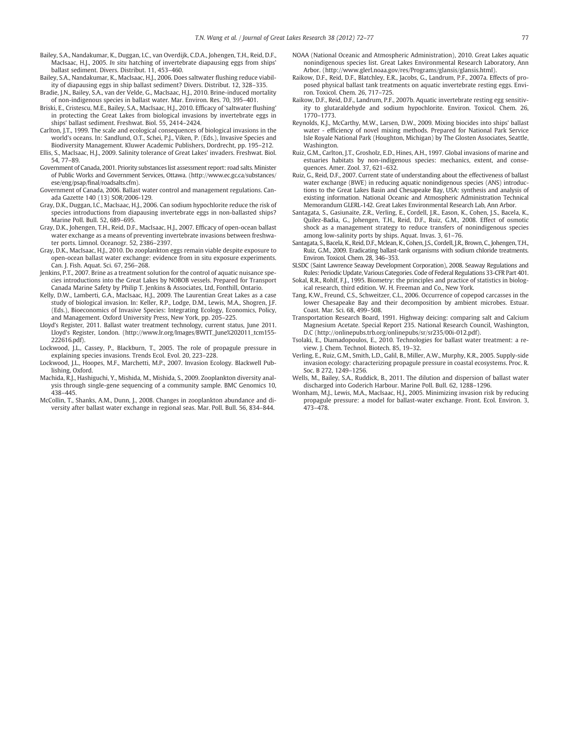Bailey, S.A., Nandakumar, K., Duggan, I.C., van Overdijk, C.D.A., Johengen, T.H., Reid, D.F., MacIsaac, H.J., 2005. *In situ* hatching of invertebrate diapausing eggs from ships' ballast sediment. Divers. Distribut. 11, 453–460.

Bailey, S.A., Nandakumar, K., MacIsaac, H.J., 2006. Does saltwater flushing reduce viability of diapausing eggs in ship ballast sediment? Divers. Distribut. 12, 328–335.

Bradie, J.N., Bailey, S.A., van der Velde, G., MacIsaac, H.J., 2010. Brine-induced mortality of non-indigenous species in ballast water. Mar. Environ. Res. 70, 395–401.

Briski, E., Cristescu, M.E., Bailey, S.A., MacIsaac, H.J., 2010. Efficacy of 'saltwater flushing' in protecting the Great Lakes from biological invasions by invertebrate eggs in ships' ballast sediment. Freshwat. Biol. 55, 2414–2424.

Carlton, J.T., 1999. The scale and ecological consequences of biological invasions in the world's oceans. In: Sandlund, O.T., Schei, P.J., Viken, P. (Eds.), Invasive Species and Biodiversity Management. Kluwer Academic Publishers, Dordrecht, pp. 195–212.

Ellis, S., MacIsaac, H.J., 2009. Salinity tolerance of Great Lakes' invaders. Freshwat. Biol. 54, 77–89.

Government of Canada, 2001. Priority substances list assessment report: road salts. Minister of Public Works and Government Services, Ottawa. (http://www.ec.gc.ca/substances/ese/eng/psap/final/roadsalts.cfm).

Government of Canada, 2006. Ballast water control and management regulations. Canada Gazette 140 (13) SOR/2006-129.

Gray, D.K., Duggan, I.C., MacIsaac, H.J., 2006. Can sodium hypochlorite reduce the risk of species introductions from diapausing invertebrate eggs in non-ballasted ships? Marine Poll. Bull. 52, 689–695.

Gray, D.K., Johengen, T.H., Reid, D.F., MacIsaac, H.J., 2007. Efficacy of open-ocean ballast water exchange as a means of preventing invertebrate invasions between freshwater ports. Limnol. Oceanogr. 52, 2386–2397.

Gray, D.K., MacIsaac, H.J., 2010. Do zooplankton eggs remain viable despite exposure to open-ocean ballast water exchange: evidence from in situ exposure experiments. Can. J. Fish. Aquat. Sci. 67, 256–268.

Jenkins, P.T., 2007. Brine as a treatment solution for the control of aquatic nuisance species introductions into the Great Lakes by NOBOB vessels. Prepared for Transport Canada Marine Safety by Philip T. Jenkins & Associates, Ltd, Fonthill, Ontario.

Kelly, D.W., Lamberti, G.A., MacIsaac, H.J., 2009. The Laurentian Great Lakes as a case study of biological invasion. In: Keller, R.P., Lodge, D.M., Lewis, M.A., Shogren, J.F. (Eds.), Bioeconomics of Invasive Species: Integrating Ecology, Economics, Policy, and Management. Oxford University Press, New York, pp. 205–225.

Lloyd's Register, 2011. Ballast water treatment technology, current status, June 2011. Lloyd's Register, London. (http://www.lr.org/Images/BWTT_June%202011_tcm155-222616.pdf).

Lockwood, J.L., Cassey, P., Blackburn, T., 2005. The role of propagule pressure in explaining species invasions. Trends Ecol. Evol. 20, 223–228.

Lockwood, J.L., Hoopes, M.F., Marchetti, M.P., 2007. Invasion Ecology. Blackwell Publishing, Oxford.

Machida, R.J., Hashiguchi, Y., Mishida, M., Mishida, S., 2009. Zooplankton diversity analysis through single-gene sequencing of a community sample. BMC Genomics 10, 438–445.

McCollin, T., Shanks, A.M., Dunn, J., 2008. Changes in zooplankton abundance and diversity after ballast water exchange in regional seas. Mar. Poll. Bull. 56, 834–844.

NOAA (National Oceanic and Atmospheric Administration), 2010. Great Lakes aquatic nonindigenous species list. Great Lakes Environmental Research Laboratory, Ann Arbor. (http://www.glerl.noaa.gov/res/Programs/glansis/glansis.html).

Raikow, D.F., Reid, D.F., Blatchley, E.R., Jacobs, G., Landrum, P.F., 2007a. Effects of proposed physical ballast tank treatments on aquatic invertebrate resting eggs. Environ. Toxicol. Chem. 26, 717–725.

Raikow, D.F., Reid, D.F., Landrum, P.F., 2007b. Aquatic invertebrate resting egg sensitivity to glutaraldehyde and sodium hypochlorite. Environ. Toxicol. Chem. 26, 1770–1773.

Reynolds, K.J., McCarthy, M.W., Larsen, D.W., 2009. Mixing biocides into ships' ballast water - efficiency of novel mixing methods. Prepared for National Park Service Isle Royale National Park (Houghton, Michigan) by The Glosten Associates, Seattle, Washington.

Ruiz, G.M., Carlton, J.T., Grosholz, E.D., Hines, A.H., 1997. Global invasions of marine and estuaries habitats by non-indigenous species: mechanics, extent, and consequences. Amer. Zool. 37, 621–632.

Ruiz, G., Reid, D.F., 2007. Current state of understanding about the effectiveness of ballast water exchange (BWE) in reducing aquatic nonindigenous species (ANS) introductions to the Great Lakes Basin and Chesapeake Bay, USA: synthesis and analysis of existing information. National Oceanic and Atmospheric Administration Technical Memorandum GLERL-142. Great Lakes Environmental Research Lab, Ann Arbor.

Santagata, S., Gasiunaite, Z.R., Verling, E., Cordell, J.R., Eason, K., Cohen, J.S., Bacela, K., Quilez-Badia, G., Johengen, T.H., Reid, D.F., Ruiz, G.M., 2008. Effect of osmotic shock as a management strategy to reduce transfers of nonindigenous species among low-salinity ports by ships. Aquat. Invas. 3, 61–76.

Santagata, S., Bacela, K., Reid, D.F., Mclean, K., Cohen, J.S., Cordell, J.R., Brown, C., Johengen, T.H., Ruiz, G.M., 2009. Eradicating ballast-tank organisms with sodium chloride treatments. Environ. Toxicol. Chem. 28, 346–353.

SLSDC (Saint Lawrence Seaway Development Corporation), 2008. Seaway Regulations and Rules: Periodic Update, Various Categories. Code of Federal Regulations 33-CFR Part 401.

Sokal, R.R., Rohlf, F.J., 1995. Biometry: the principles and practice of statistics in biological research, third edition. W. H. Freeman and Co., New York.

Tang, K.W., Freund, C.S., Schweitzer, C.L., 2006. Occurrence of copepod carcasses in the lower Chesapeake Bay and their decomposition by ambient microbes. Estuar. Coast. Mar. Sci. 68, 499–508.

Transportation Research Board, 1991. Highway deicing: comparing salt and Calcium Magnesium Acetate. Special Report 235. National Research Council, Washington, D.C (http://onlinepubs.trb.org/onlinepubs/sr/sr235/00i-012.pdf).

Tsolaki, E., Diamadopoulos, E., 2010. Technologies for ballast water treatment: a review. J. Chem. Technol. Biotech. 85, 19–32.

Verling, E., Ruiz, G.M., Smith, L.D., Galil, B., Miller, A.W., Murphy, K.R., 2005. Supply-side invasion ecology: characterizing propagule pressure in coastal ecosystems. Proc. R. Soc. B 272, 1249–1256.

Wells, M., Bailey, S.A., Ruddick, B., 2011. The dilution and dispersion of ballast water discharged into Goderich Harbour. Marine Poll. Bull. 62, 1288–1296.

Wonham, M.J., Lewis, M.A., MacIsaac, H.J., 2005. Minimizing invasion risk by reducing propagule pressure: a model for ballast-water exchange. Front. Ecol. Environ. 3, 473–478.